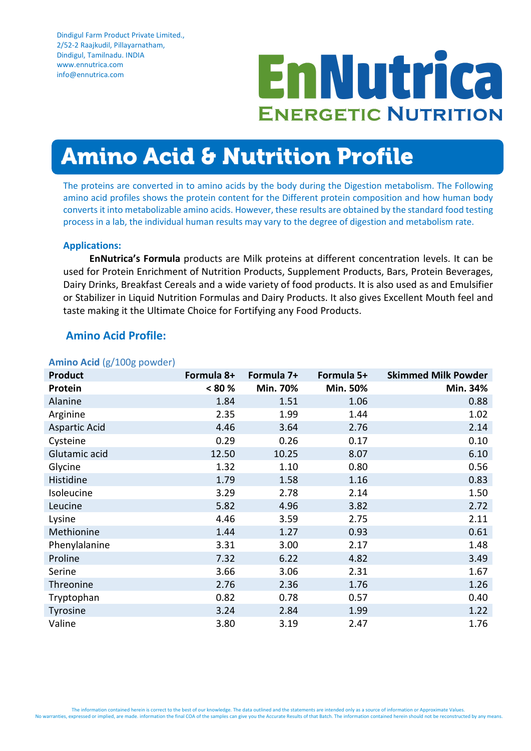Dindigul Farm Product Private Limited.,
2/52-2 Raajkudil, Pillayarnatham,
Dindigul, Tamilnadu. INDIA
www.ennutrica.com
info@ennutrica.com

EnNutrica
ENERGETIC NUTRITION

# Amino Acid & Nutrition Profile

The proteins are converted in to amino acids by the body during the Digestion metabolism. The Following amino acid profiles shows the protein content for the Different protein composition and how human body converts it into metabolizable amino acids. However, these results are obtained by the standard food testing process in a lab, the individual human results may vary to the degree of digestion and metabolism rate.

### Applications:

**EnNutrica's Formula** products are Milk proteins at different concentration levels. It can be used for Protein Enrichment of Nutrition Products, Supplement Products, Bars, Protein Beverages, Dairy Drinks, Breakfast Cereals and a wide variety of food products. It is also used as and Emulsifier or Stabilizer in Liquid Nutrition Formulas and Dairy Products. It also gives Excellent Mouth feel and taste making it the Ultimate Choice for Fortifying any Food Products.

## Amino Acid Profile:

**Amino Acid** (g/100g powder)

| Product | Formula 8+ | Formula 7+ | Formula 5+ | Skimmed Milk Powder |
|---|---|---|---|---|
| **Protein** | **< 80 %** | **Min. 70%** | **Min. 50%** | **Min. 34%** |
| Alanine | 1.84 | 1.51 | 1.06 | 0.88 |
| Arginine | 2.35 | 1.99 | 1.44 | 1.02 |
| Aspartic Acid | 4.46 | 3.64 | 2.76 | 2.14 |
| Cysteine | 0.29 | 0.26 | 0.17 | 0.10 |
| Glutamic acid | 12.50 | 10.25 | 8.07 | 6.10 |
| Glycine | 1.32 | 1.10 | 0.80 | 0.56 |
| Histidine | 1.79 | 1.58 | 1.16 | 0.83 |
| Isoleucine | 3.29 | 2.78 | 2.14 | 1.50 |
| Leucine | 5.82 | 4.96 | 3.82 | 2.72 |
| Lysine | 4.46 | 3.59 | 2.75 | 2.11 |
| Methionine | 1.44 | 1.27 | 0.93 | 0.61 |
| Phenylalanine | 3.31 | 3.00 | 2.17 | 1.48 |
| Proline | 7.32 | 6.22 | 4.82 | 3.49 |
| Serine | 3.66 | 3.06 | 2.31 | 1.67 |
| Threonine | 2.76 | 2.36 | 1.76 | 1.26 |
| Tryptophan | 0.82 | 0.78 | 0.57 | 0.40 |
| Tyrosine | 3.24 | 2.84 | 1.99 | 1.22 |
| Valine | 3.80 | 3.19 | 2.47 | 1.76 |

The information contained herein is correct to the best of our knowledge. The data outlined and the statements are intended only as a source of information or Approximate Values.
No warranties, expressed or implied, are made. information the final COA of the samples can give you the Accurate Results of that Batch. The information contained herein should not be reconstructed by any means.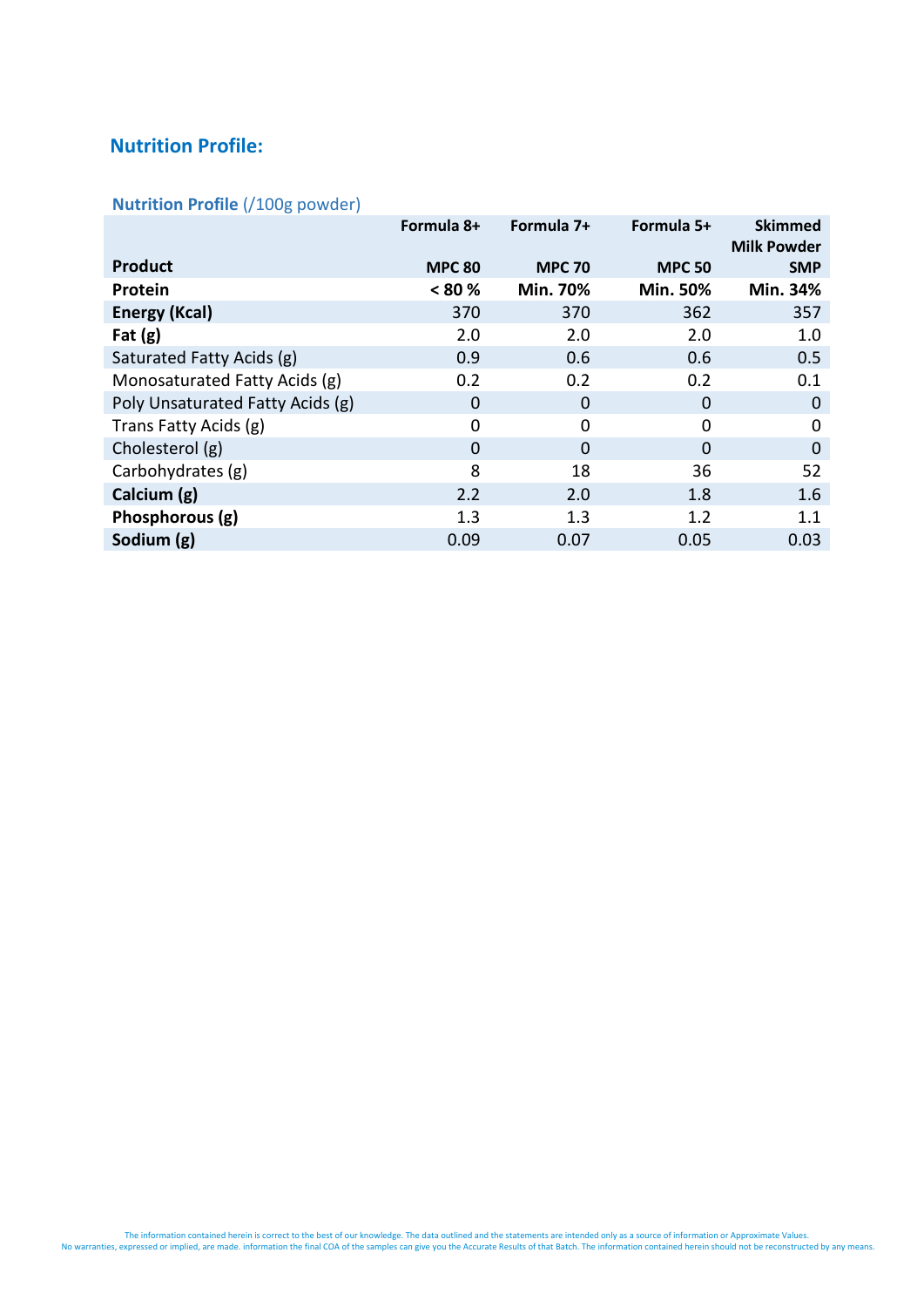## Nutrition Profile:

**Nutrition Profile** (/100g powder)

| Product | Formula 8+ MPC 80 | Formula 7+ MPC 70 | Formula 5+ MPC 50 | Skimmed Milk Powder SMP |
|---|---|---|---|---|
| **Protein** | **< 80 %** | **Min. 70%** | **Min. 50%** | **Min. 34%** |
| **Energy (Kcal)** | 370 | 370 | 362 | 357 |
| **Fat (g)** | 2.0 | 2.0 | 2.0 | 1.0 |
| Saturated Fatty Acids (g) | 0.9 | 0.6 | 0.6 | 0.5 |
| Monosaturated Fatty Acids (g) | 0.2 | 0.2 | 0.2 | 0.1 |
| Poly Unsaturated Fatty Acids (g) | 0 | 0 | 0 | 0 |
| Trans Fatty Acids (g) | 0 | 0 | 0 | 0 |
| Cholesterol (g) | 0 | 0 | 0 | 0 |
| Carbohydrates (g) | 8 | 18 | 36 | 52 |
| **Calcium (g)** | 2.2 | 2.0 | 1.8 | 1.6 |
| **Phosphorous (g)** | 1.3 | 1.3 | 1.2 | 1.1 |
| **Sodium (g)** | 0.09 | 0.07 | 0.05 | 0.03 |

The information contained herein is correct to the best of our knowledge. The data outlined and the statements are intended only as a source of information or Approximate Values.
No warranties, expressed or implied, are made. information the final COA of the samples can give you the Accurate Results of that Batch. The information contained herein should not be reconstructed by any means.